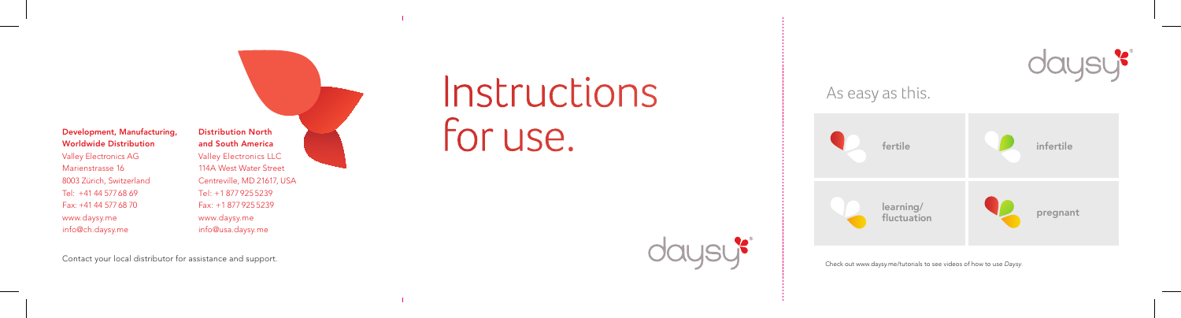**Development, Manufacturing, Worldwide Distribution**
Valley Electronics AG
Marienstrasse 16
8003 Zürich, Switzerland
Tel: +41 44 577 68 69
Fax: +41 44 577 68 70
www.daysy.me
info@ch.daysy.me

**Distribution North and South America**
Valley Electronics LLC
114A West Water Street
Centreville, MD 21617, USA
Tel: +1 877 925 5239
Fax: +1 877 925 5239
www.daysy.me
info@usa.daysy.me

Contact your local distributor for assistance and support.

# Instructions for use.

daysy®

daysy®

## As easy as this.

| | |
|---|---|
| **fertile** | **infertile** |
| **learning/ fluctuation** | **pregnant** |

Check out www.daysy.me/tutorials to see videos of how to use *Daysy.*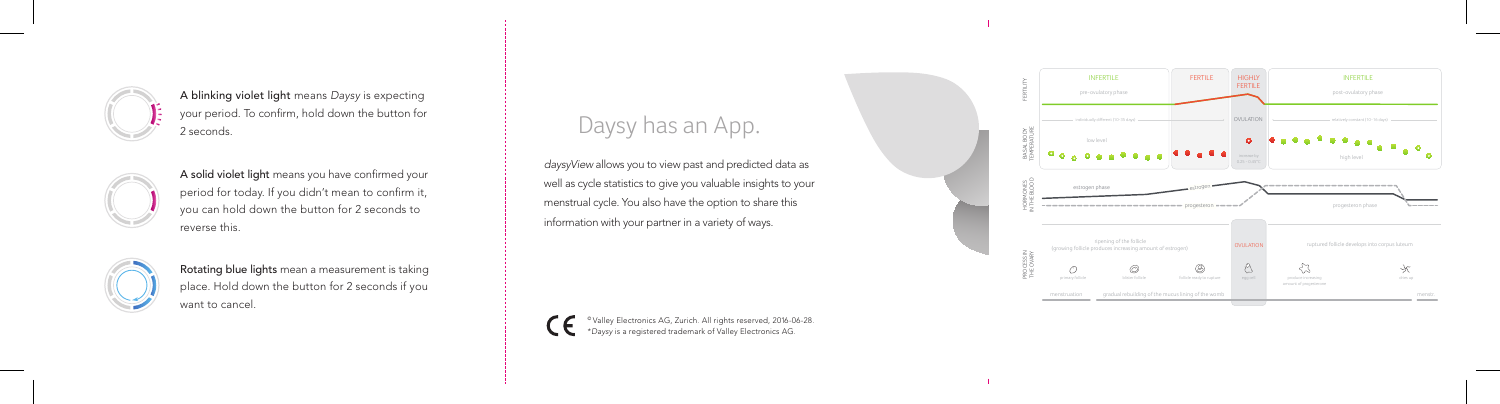**A blinking violet light** means *Daysy* is expecting your period. To confirm, hold down the button for 2 seconds.

**A solid violet light** means you have confirmed your period for today. If you didn't mean to confirm it, you can hold down the button for 2 seconds to reverse this.

**Rotating blue lights** mean a measurement is taking place. Hold down the button for 2 seconds if you want to cancel.

# Daysy has an App.

*daysyView* allows you to view past and predicted data as well as cycle statistics to give you valuable insights to your menstrual cycle. You also have the option to share this information with your partner in a variety of ways.

© Valley Electronics AG, Zurich. All rights reserved, 2016-06-28.
*Daysy is a registered trademark of Valley Electronics AG.

FERTILITY: INFERTILE (pre-ovulatory phase) | FERTILE | HIGHLY FERTILE | INFERTILE (post-ovulatory phase)

BASAL BODY TEMPERATURE: low level | OVULATION | high level

HORMONES IN THE BLOOD: estrogen phase | estrogen | progesteron | progesteron phase

PROCESS IN THE OVARY: ripening of the follicle (growing follicle produces increasing amount of estrogen) | OVULATION | ruptured follicle develops into corpus luteum

menstruation | gradual rebuilding of the mucus lining of the womb | menstr.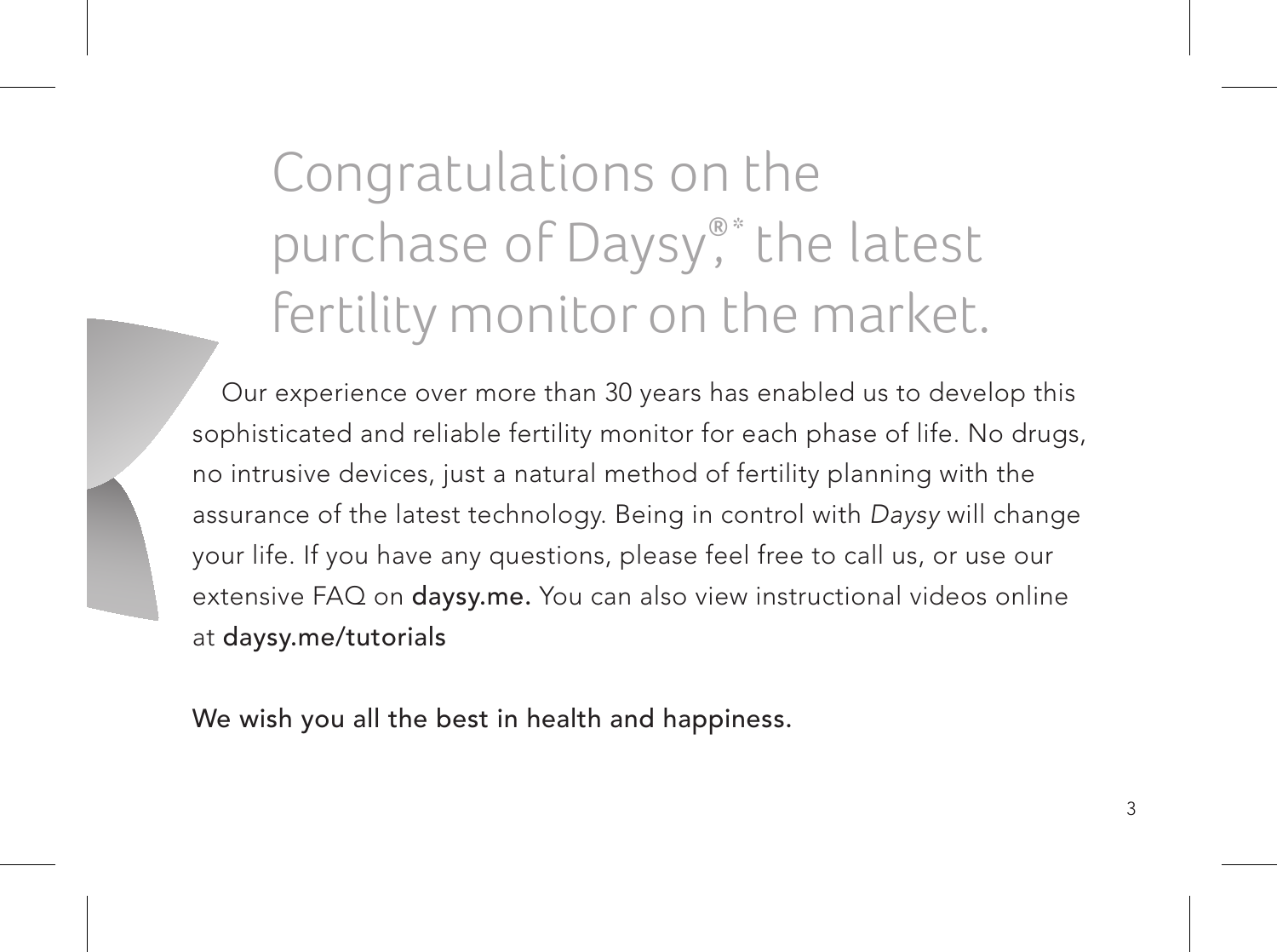# Congratulations on the purchase of Daysy®,* the latest fertility monitor on the market.

Our experience over more than 30 years has enabled us to develop this sophisticated and reliable fertility monitor for each phase of life. No drugs, no intrusive devices, just a natural method of fertility planning with the assurance of the latest technology. Being in control with *Daysy* will change your life. If you have any questions, please feel free to call us, or use our extensive FAQ on **daysy.me.** You can also view instructional videos online at **daysy.me/tutorials**

We wish you all the best in health and happiness.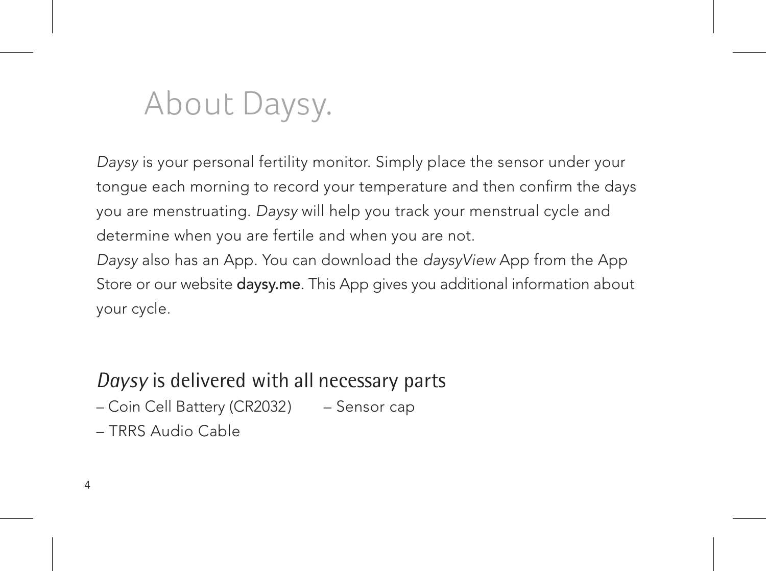# About Daysy.

*Daysy* is your personal fertility monitor. Simply place the sensor under your tongue each morning to record your temperature and then confirm the days you are menstruating. *Daysy* will help you track your menstrual cycle and determine when you are fertile and when you are not.

*Daysy* also has an App. You can download the *daysyView* App from the App Store or our website **daysy.me**. This App gives you additional information about your cycle.

## *Daysy* is delivered with all necessary parts

- Coin Cell Battery (CR2032)
- Sensor cap
- TRRS Audio Cable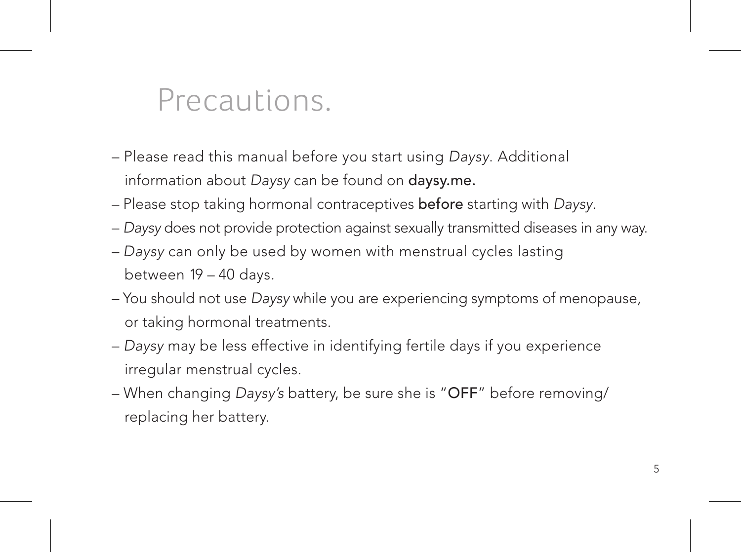# Precautions.

- Please read this manual before you start using *Daysy*. Additional information about *Daysy* can be found on **daysy.me.**
- Please stop taking hormonal contraceptives **before** starting with *Daysy*.
- *Daysy* does not provide protection against sexually transmitted diseases in any way.
- *Daysy* can only be used by women with menstrual cycles lasting between 19 – 40 days.
- You should not use *Daysy* while you are experiencing symptoms of menopause, or taking hormonal treatments.
- *Daysy* may be less effective in identifying fertile days if you experience irregular menstrual cycles.
- When changing *Daysy's* battery, be sure she is "**OFF**" before removing/replacing her battery.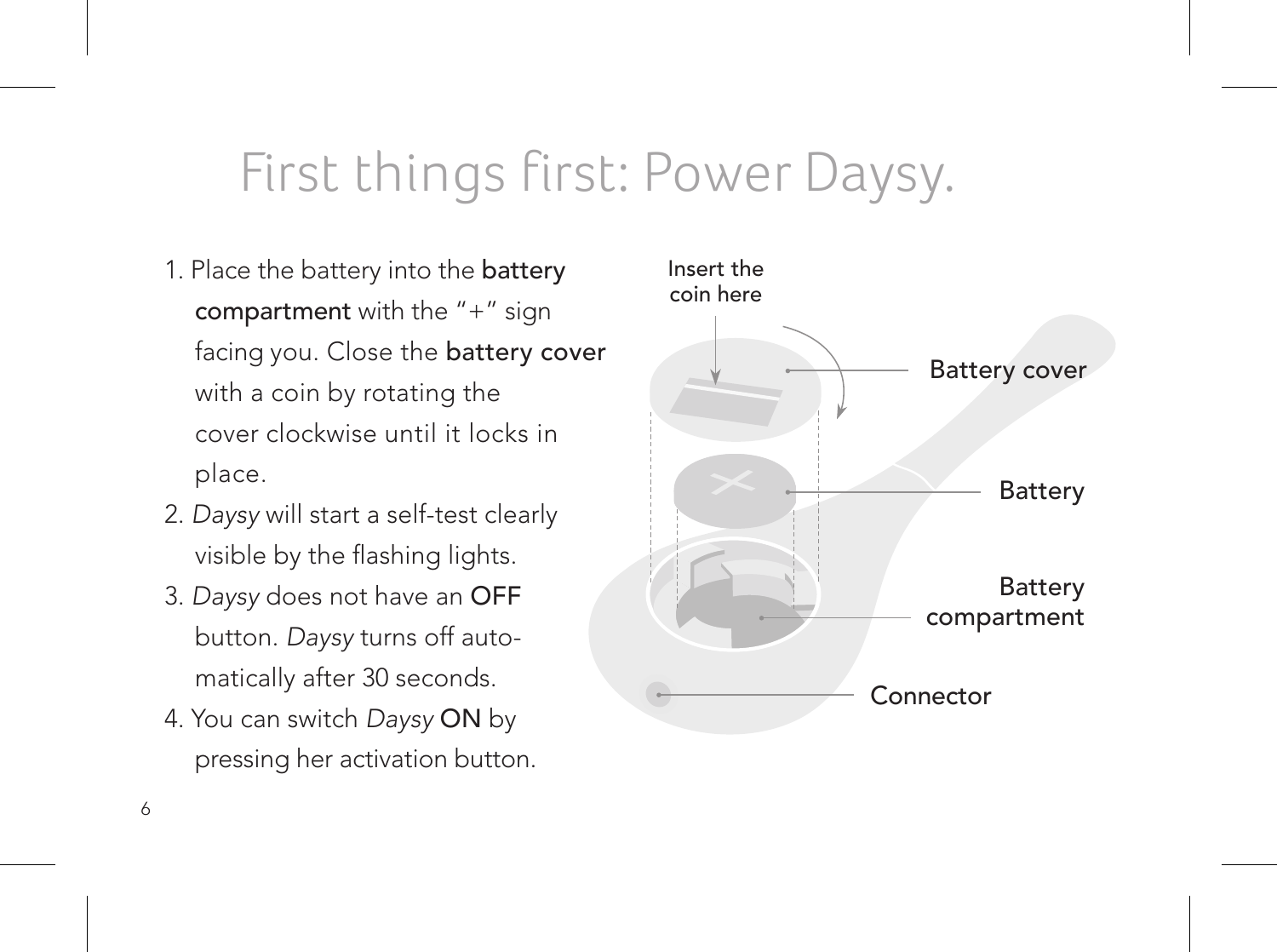# First things first: Power Daysy.

1. Place the battery into the **battery compartment** with the "+" sign facing you. Close the **battery cover** with a coin by rotating the cover clockwise until it locks in place.
2. *Daysy* will start a self-test clearly visible by the flashing lights.
3. *Daysy* does not have an **OFF** button. *Daysy* turns off automatically after 30 seconds.
4. You can switch *Daysy* **ON** by pressing her activation button.

Insert the coin here

Battery cover

Battery

Battery compartment

Connector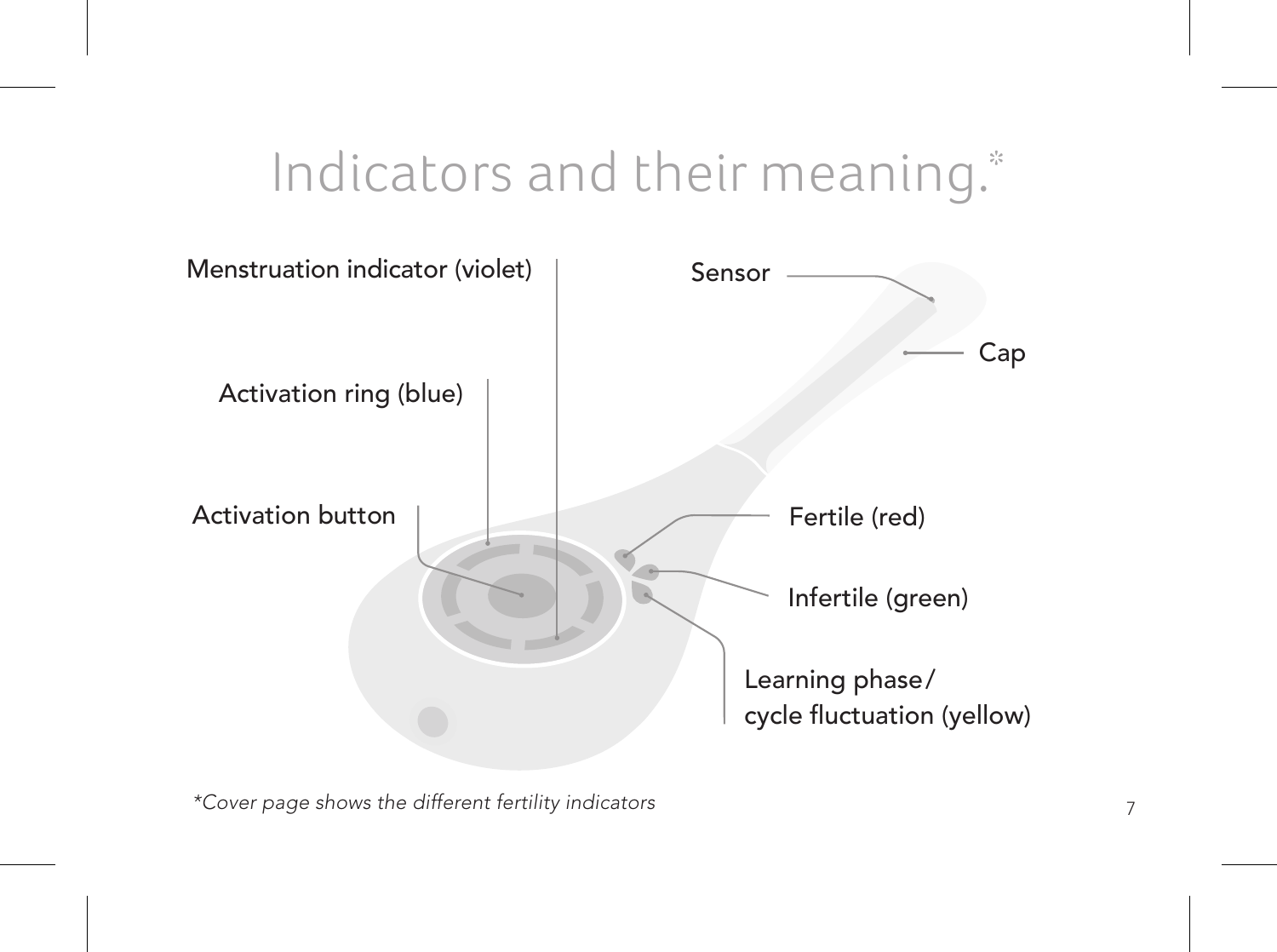# Indicators and their meaning.*

Menstruation indicator (violet)

Activation ring (blue)

Activation button

Sensor

Cap

Fertile (red)

Infertile (green)

Learning phase/
cycle fluctuation (yellow)

*\*Cover page shows the different fertility indicators*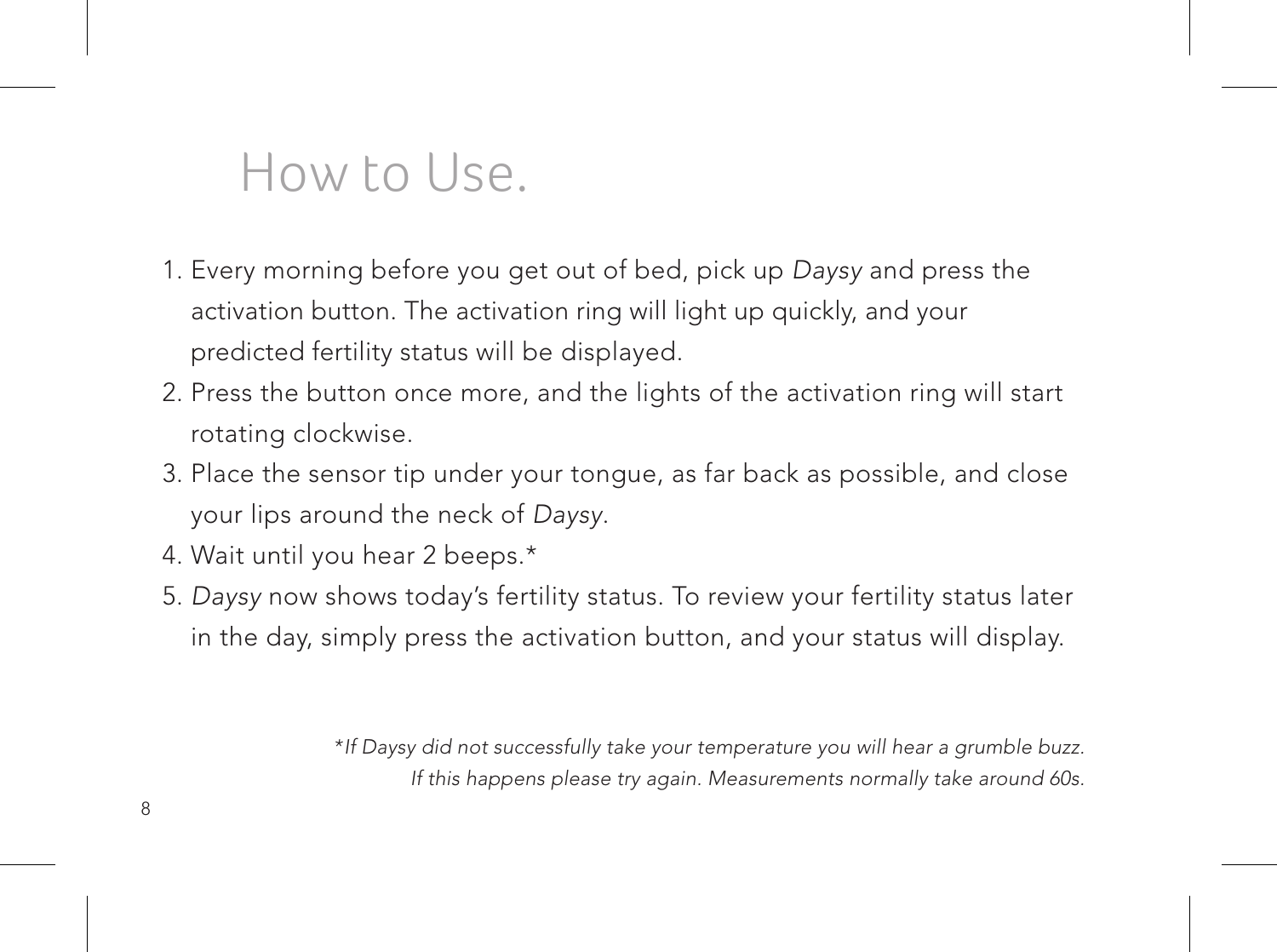# How to Use.

1. Every morning before you get out of bed, pick up *Daysy* and press the activation button. The activation ring will light up quickly, and your predicted fertility status will be displayed.
2. Press the button once more, and the lights of the activation ring will start rotating clockwise.
3. Place the sensor tip under your tongue, as far back as possible, and close your lips around the neck of *Daysy*.
4. Wait until you hear 2 beeps.*
5. *Daysy* now shows today's fertility status. To review your fertility status later in the day, simply press the activation button, and your status will display.

**If Daysy did not successfully take your temperature you will hear a grumble buzz. If this happens please try again. Measurements normally take around 60s.*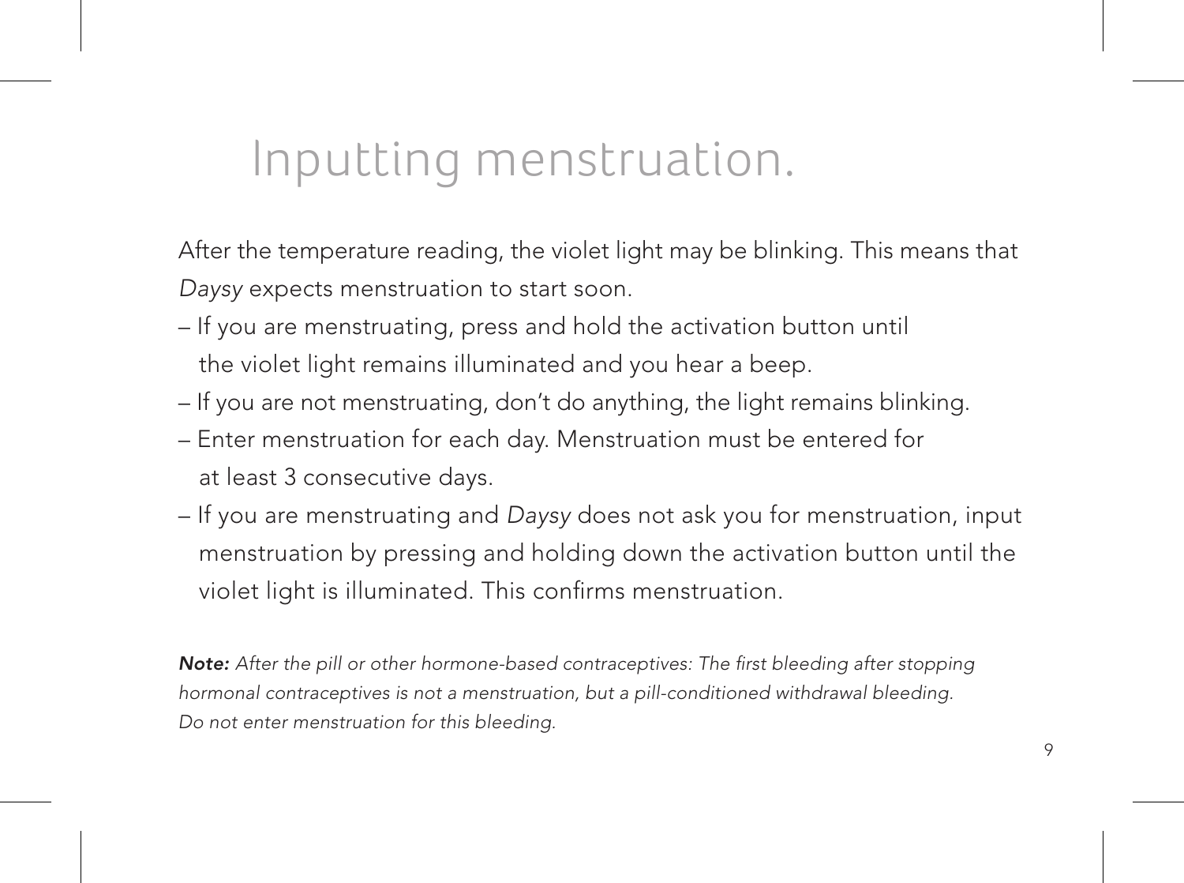# Inputting menstruation.

After the temperature reading, the violet light may be blinking. This means that *Daysy* expects menstruation to start soon.

– If you are menstruating, press and hold the activation button until the violet light remains illuminated and you hear a beep.
– If you are not menstruating, don't do anything, the light remains blinking.
– Enter menstruation for each day. Menstruation must be entered for at least 3 consecutive days.
– If you are menstruating and *Daysy* does not ask you for menstruation, input menstruation by pressing and holding down the activation button until the violet light is illuminated. This confirms menstruation.

***Note:*** *After the pill or other hormone-based contraceptives: The first bleeding after stopping hormonal contraceptives is not a menstruation, but a pill-conditioned withdrawal bleeding. Do not enter menstruation for this bleeding.*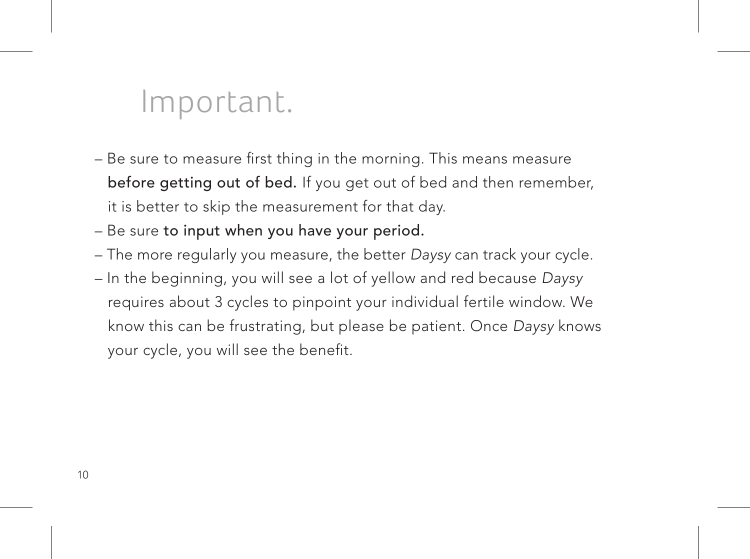# Important.

- Be sure to measure first thing in the morning. This means measure **before getting out of bed.** If you get out of bed and then remember, it is better to skip the measurement for that day.
- Be sure **to input when you have your period.**
- The more regularly you measure, the better *Daysy* can track your cycle.
- In the beginning, you will see a lot of yellow and red because *Daysy* requires about 3 cycles to pinpoint your individual fertile window. We know this can be frustrating, but please be patient. Once *Daysy* knows your cycle, you will see the benefit.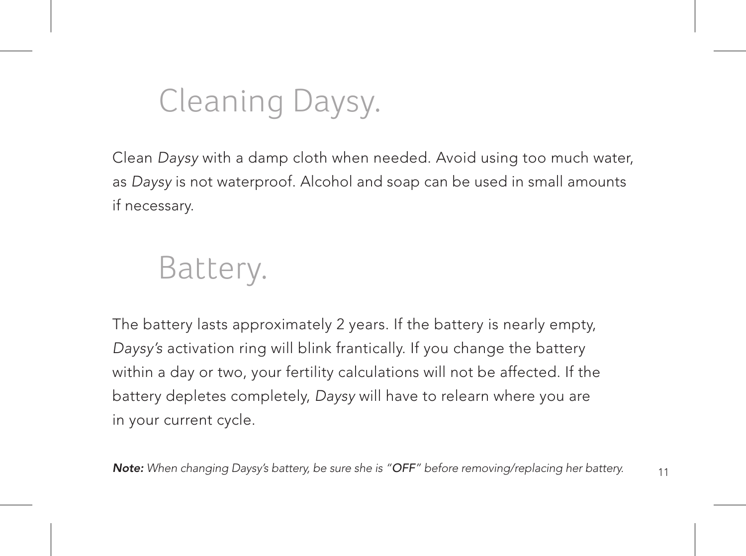# Cleaning Daysy.

Clean *Daysy* with a damp cloth when needed. Avoid using too much water, as *Daysy* is not waterproof. Alcohol and soap can be used in small amounts if necessary.

# Battery.

The battery lasts approximately 2 years. If the battery is nearly empty, *Daysy's* activation ring will blink frantically. If you change the battery within a day or two, your fertility calculations will not be affected. If the battery depletes completely, *Daysy* will have to relearn where you are in your current cycle.

***Note:*** *When changing Daysy's battery, be sure she is "**OFF**" before removing/replacing her battery.*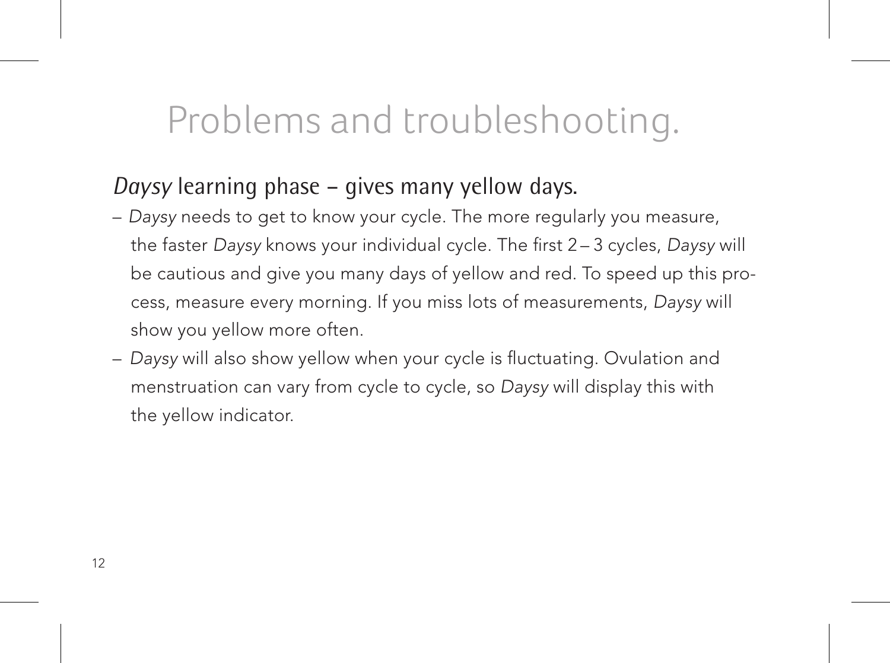# Problems and troubleshooting.

## *Daysy* learning phase – gives many yellow days.

- *Daysy* needs to get to know your cycle. The more regularly you measure, the faster *Daysy* knows your individual cycle. The first 2 – 3 cycles, *Daysy* will be cautious and give you many days of yellow and red. To speed up this process, measure every morning. If you miss lots of measurements, *Daysy* will show you yellow more often.
- *Daysy* will also show yellow when your cycle is fluctuating. Ovulation and menstruation can vary from cycle to cycle, so *Daysy* will display this with the yellow indicator.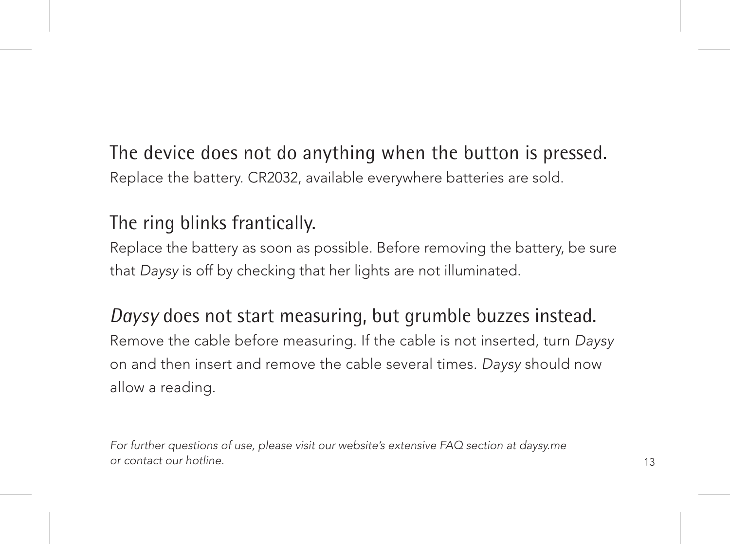### The device does not do anything when the button is pressed.

Replace the battery. CR2032, available everywhere batteries are sold.

### The ring blinks frantically.

Replace the battery as soon as possible. Before removing the battery, be sure that *Daysy* is off by checking that her lights are not illuminated.

### *Daysy* does not start measuring, but grumble buzzes instead.

Remove the cable before measuring. If the cable is not inserted, turn *Daysy* on and then insert and remove the cable several times. *Daysy* should now allow a reading.

*For further questions of use, please visit our website's extensive FAQ section at daysy.me or contact our hotline.*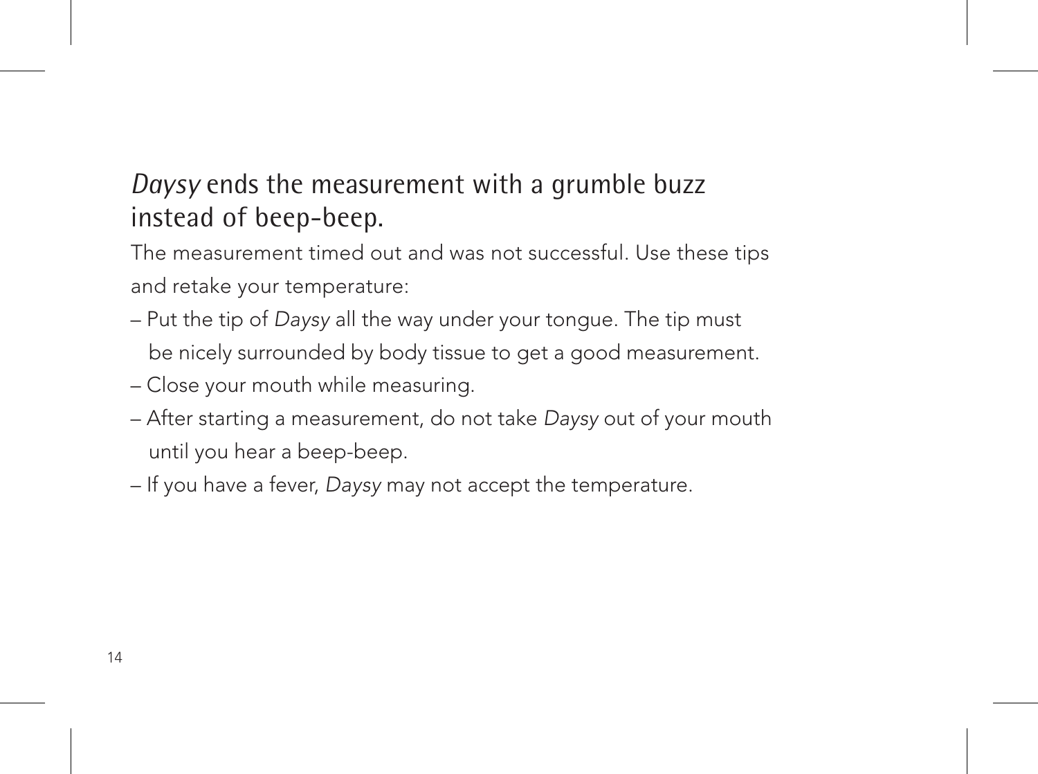## *Daysy* ends the measurement with a grumble buzz instead of beep-beep.

The measurement timed out and was not successful. Use these tips and retake your temperature:

- Put the tip of *Daysy* all the way under your tongue. The tip must be nicely surrounded by body tissue to get a good measurement.
- Close your mouth while measuring.
- After starting a measurement, do not take *Daysy* out of your mouth until you hear a beep-beep.
- If you have a fever, *Daysy* may not accept the temperature.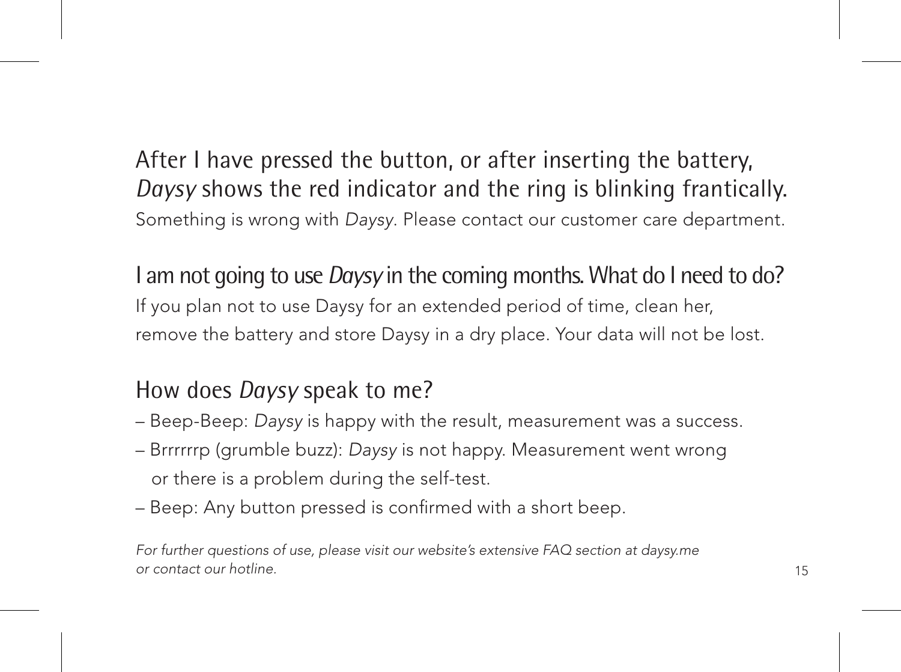## After I have pressed the button, or after inserting the battery, *Daysy* shows the red indicator and the ring is blinking frantically.

Something is wrong with *Daysy*. Please contact our customer care department.

## I am not going to use *Daysy* in the coming months. What do I need to do?

If you plan not to use Daysy for an extended period of time, clean her, remove the battery and store Daysy in a dry place. Your data will not be lost.

## How does *Daysy* speak to me?

– Beep-Beep: *Daysy* is happy with the result, measurement was a success.
– Brrrrrrp (grumble buzz): *Daysy* is not happy. Measurement went wrong or there is a problem during the self-test.
– Beep: Any button pressed is confirmed with a short beep.

*For further questions of use, please visit our website's extensive FAQ section at daysy.me or contact our hotline.*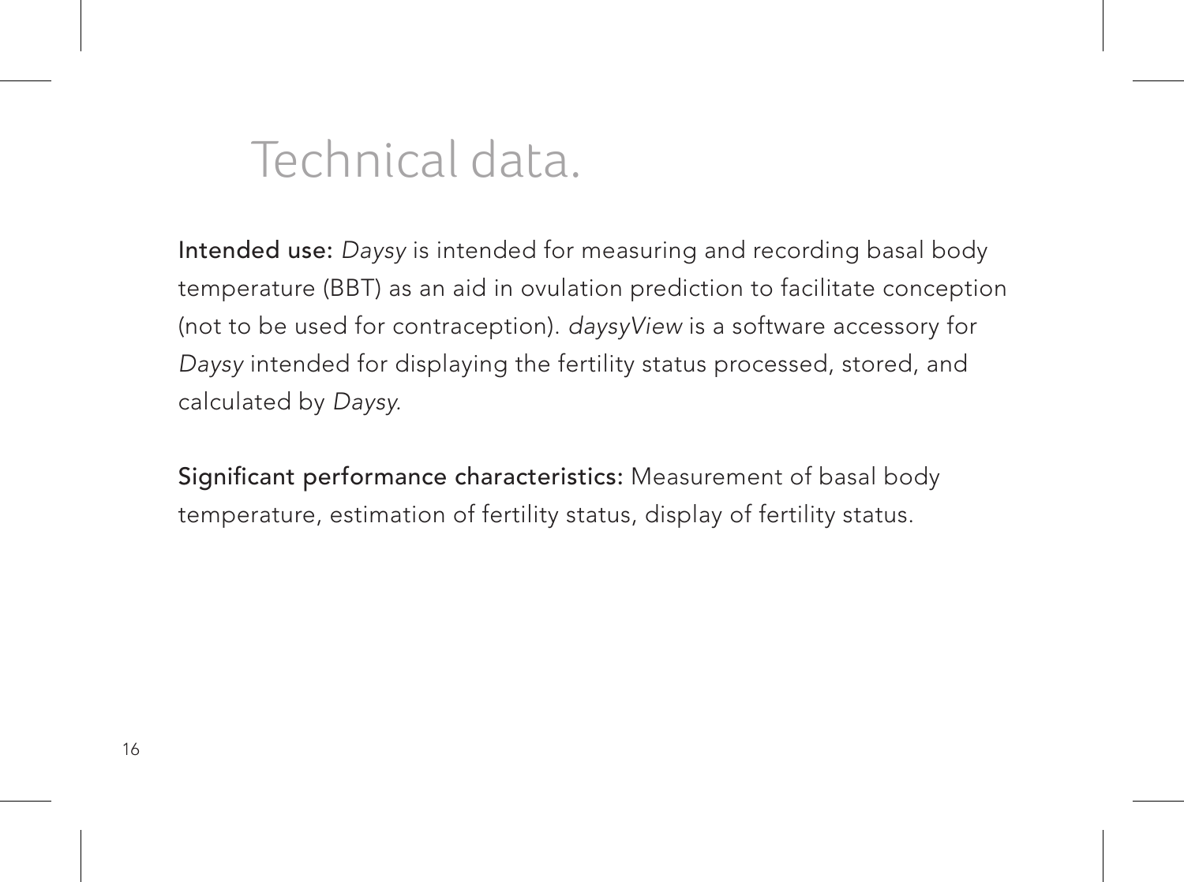# Technical data.

**Intended use:** *Daysy* is intended for measuring and recording basal body temperature (BBT) as an aid in ovulation prediction to facilitate conception (not to be used for contraception). *daysyView* is a software accessory for *Daysy* intended for displaying the fertility status processed, stored, and calculated by *Daysy*.

**Significant performance characteristics:** Measurement of basal body temperature, estimation of fertility status, display of fertility status.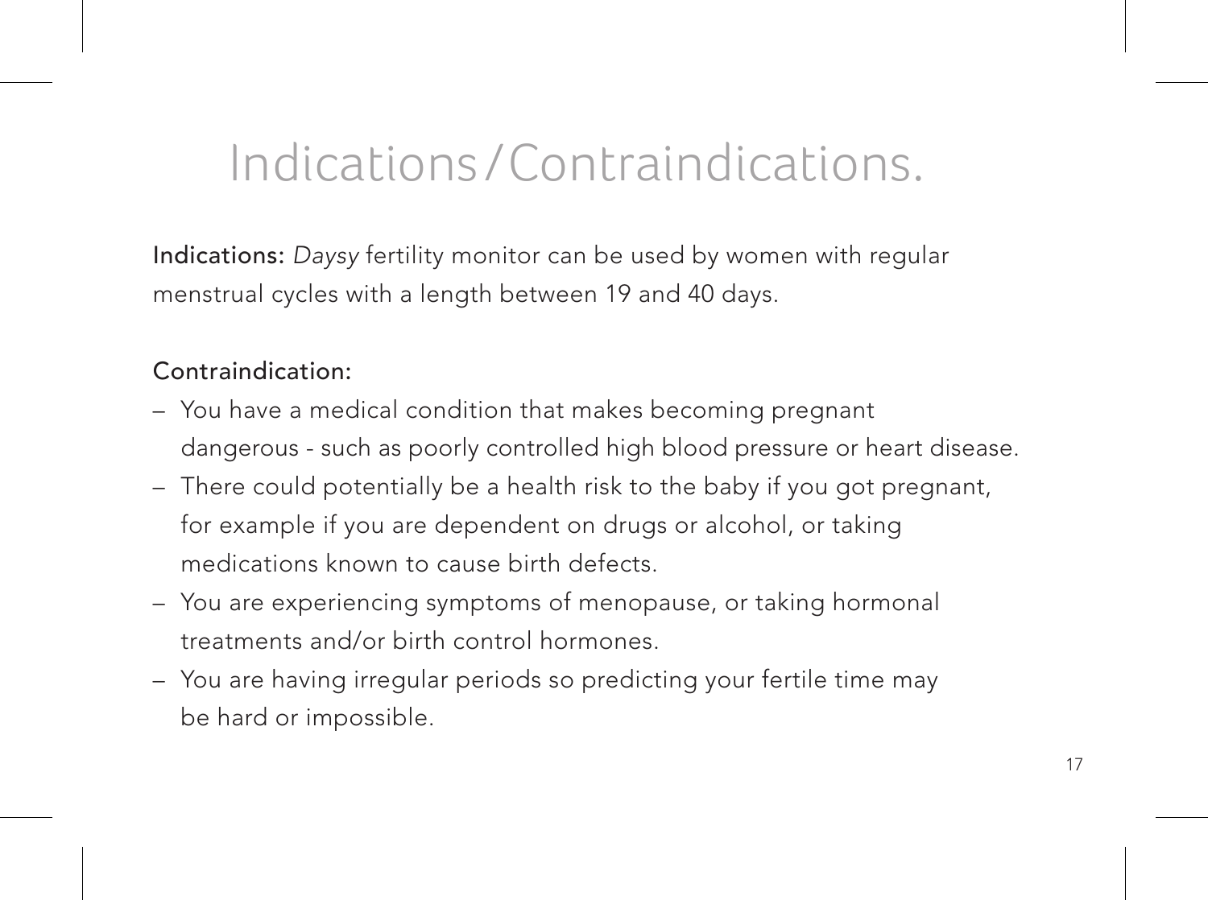# Indications / Contraindications.

**Indications:** *Daysy* fertility monitor can be used by women with regular menstrual cycles with a length between 19 and 40 days.

**Contraindication:**

- You have a medical condition that makes becoming pregnant dangerous - such as poorly controlled high blood pressure or heart disease.
- There could potentially be a health risk to the baby if you got pregnant, for example if you are dependent on drugs or alcohol, or taking medications known to cause birth defects.
- You are experiencing symptoms of menopause, or taking hormonal treatments and/or birth control hormones.
- You are having irregular periods so predicting your fertile time may be hard or impossible.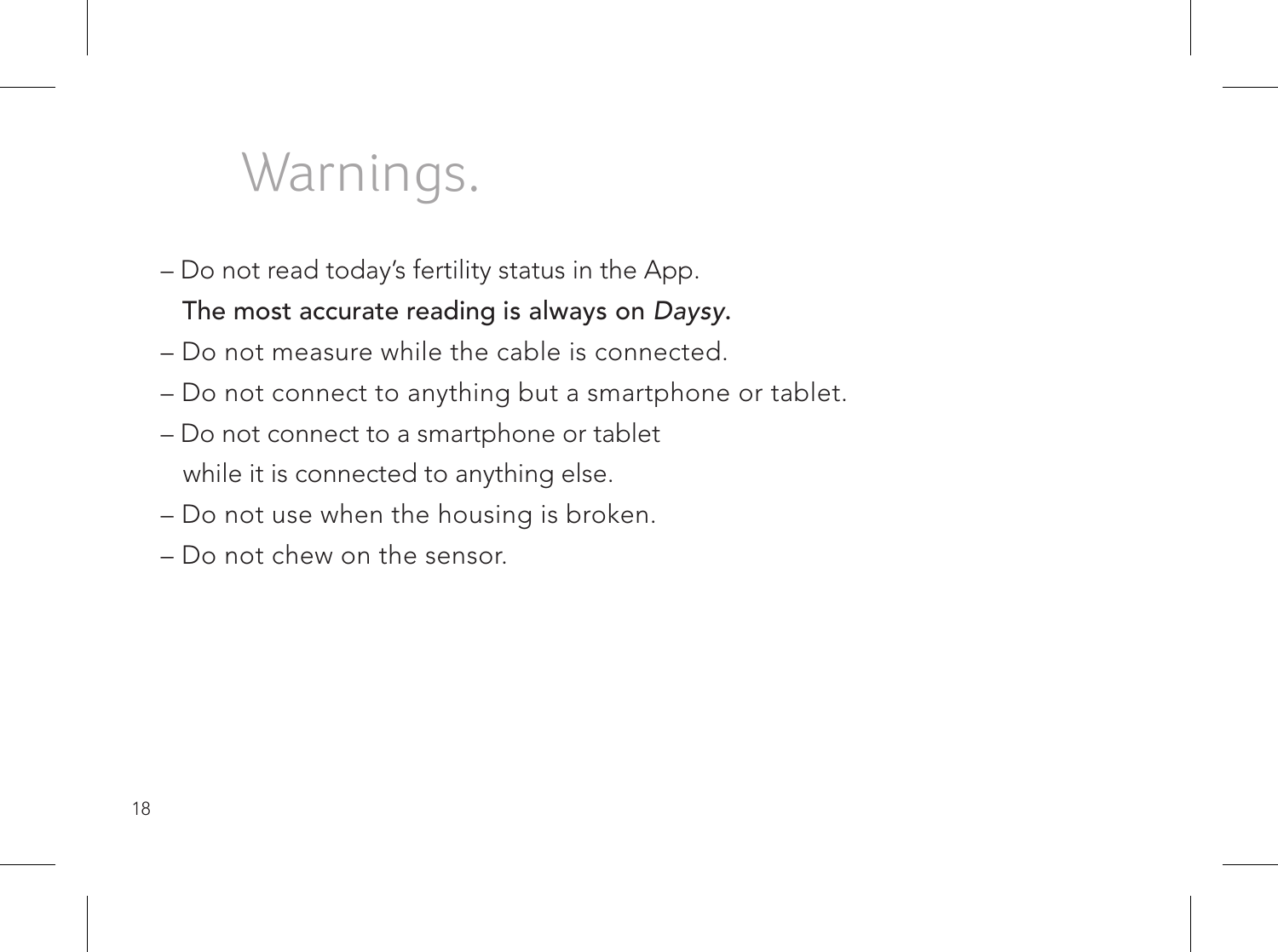# Warnings.

- Do not read today's fertility status in the App.
  The most accurate reading is always on *Daysy*.
- Do not measure while the cable is connected.
- Do not connect to anything but a smartphone or tablet.
- Do not connect to a smartphone or tablet
  while it is connected to anything else.
- Do not use when the housing is broken.
- Do not chew on the sensor.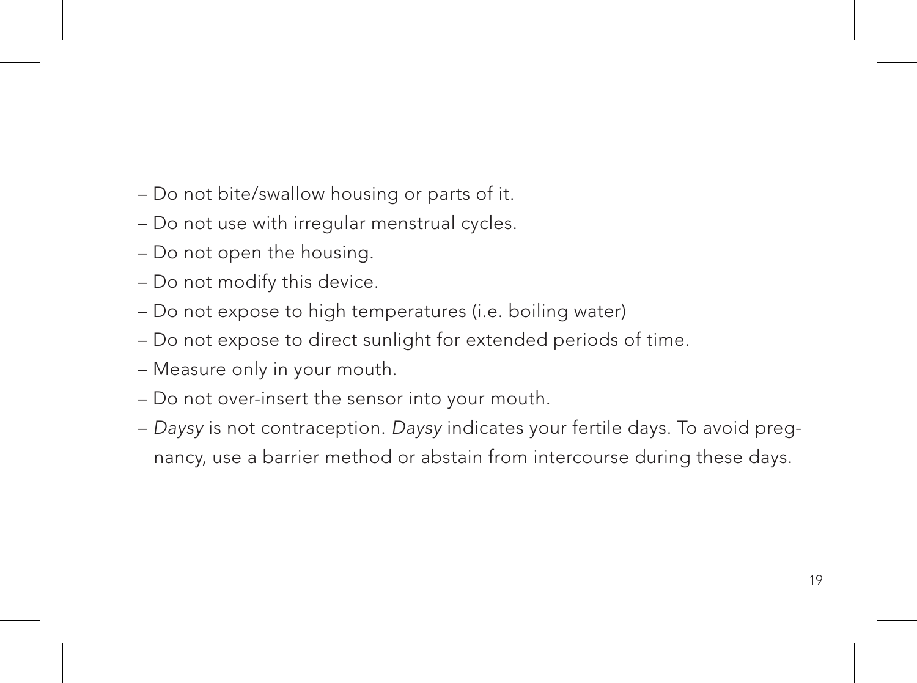- Do not bite/swallow housing or parts of it.
- Do not use with irregular menstrual cycles.
- Do not open the housing.
- Do not modify this device.
- Do not expose to high temperatures (i.e. boiling water)
- Do not expose to direct sunlight for extended periods of time.
- Measure only in your mouth.
- Do not over-insert the sensor into your mouth.
- *Daysy* is not contraception. *Daysy* indicates your fertile days. To avoid pregnancy, use a barrier method or abstain from intercourse during these days.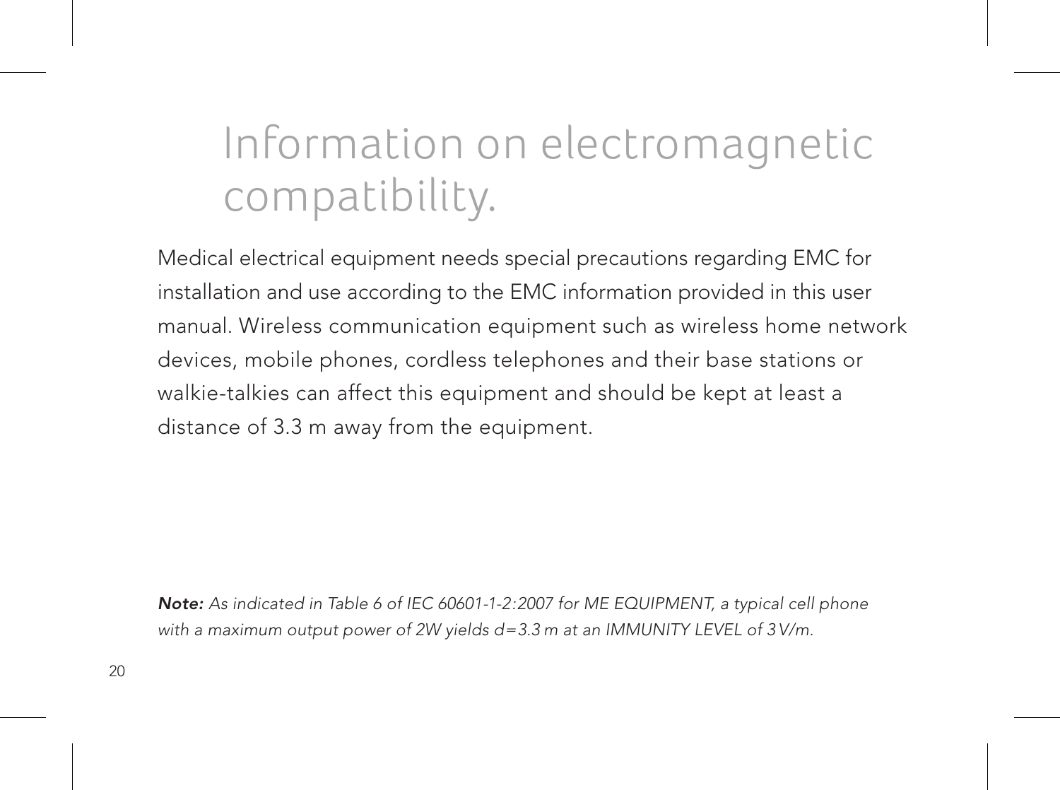# Information on electromagnetic compatibility.

Medical electrical equipment needs special precautions regarding EMC for installation and use according to the EMC information provided in this user manual. Wireless communication equipment such as wireless home network devices, mobile phones, cordless telephones and their base stations or walkie-talkies can affect this equipment and should be kept at least a distance of 3.3 m away from the equipment.

***Note:*** *As indicated in Table 6 of IEC 60601-1-2:2007 for ME EQUIPMENT, a typical cell phone with a maximum output power of 2W yields d=3.3 m at an IMMUNITY LEVEL of 3V/m.*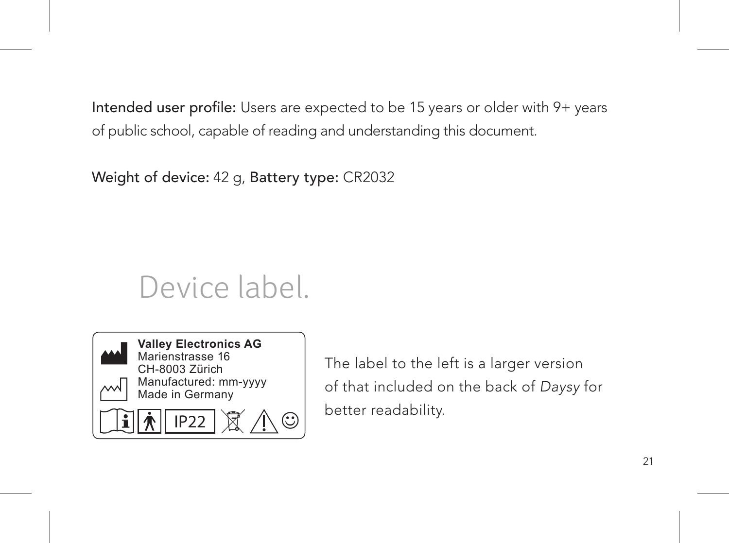**Intended user profile:** Users are expected to be 15 years or older with 9+ years of public school, capable of reading and understanding this document.

**Weight of device:** 42 g, **Battery type:** CR2032

# Device label.

**Valley Electronics AG**
Marienstrasse 16
CH-8003 Zürich
Manufactured: mm-yyyy
Made in Germany

IP22

The label to the left is a larger version of that included on the back of *Daysy* for better readability.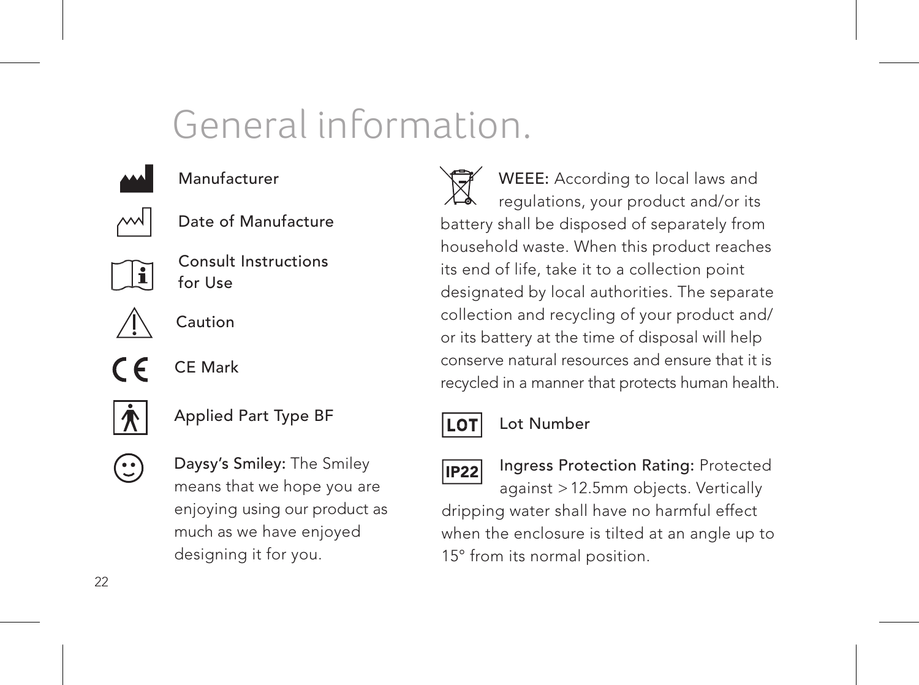# General information.

Manufacturer

Date of Manufacture

Consult Instructions for Use

Caution

CE Mark

Applied Part Type BF

**Daysy's Smiley:** The Smiley means that we hope you are enjoying using our product as much as we have enjoyed designing it for you.

**WEEE:** According to local laws and regulations, your product and/or its battery shall be disposed of separately from household waste. When this product reaches its end of life, take it to a collection point designated by local authorities. The separate collection and recycling of your product and/or its battery at the time of disposal will help conserve natural resources and ensure that it is recycled in a manner that protects human health.

LOT — Lot Number

IP22 — **Ingress Protection Rating:** Protected against >12.5mm objects. Vertically dripping water shall have no harmful effect when the enclosure is tilted at an angle up to 15° from its normal position.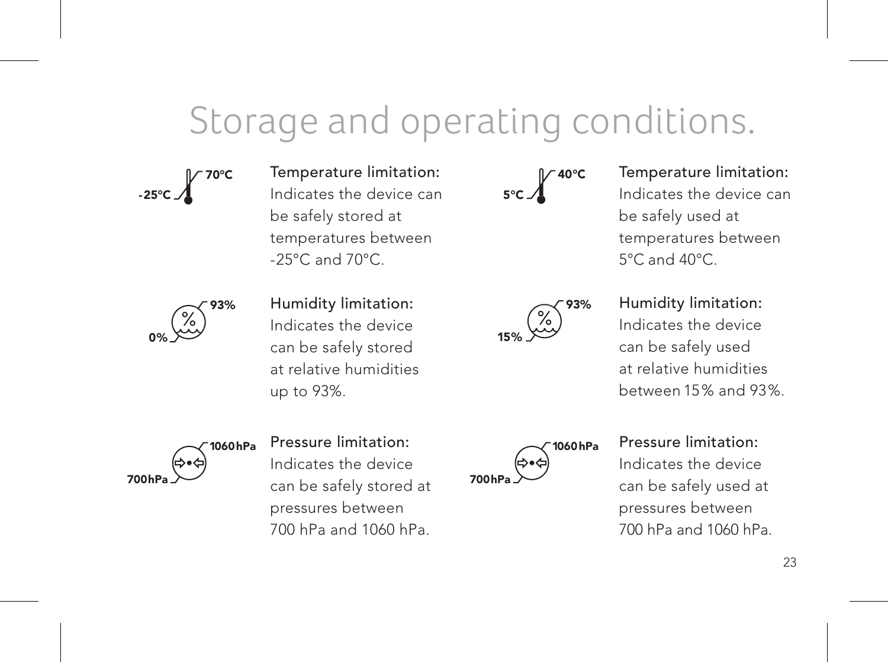# Storage and operating conditions.

-25°C 70°C

**Temperature limitation:**
Indicates the device can be safely stored at temperatures between -25°C and 70°C.

5°C 40°C

**Temperature limitation:**
Indicates the device can be safely used at temperatures between 5°C and 40°C.

0% 93%

**Humidity limitation:**
Indicates the device can be safely stored at relative humidities up to 93%.

15% 93%

**Humidity limitation:**
Indicates the device can be safely used at relative humidities between 15% and 93%.

700 hPa 1060 hPa

**Pressure limitation:**
Indicates the device can be safely stored at pressures between 700 hPa and 1060 hPa.

700 hPa 1060 hPa

**Pressure limitation:**
Indicates the device can be safely used at pressures between 700 hPa and 1060 hPa.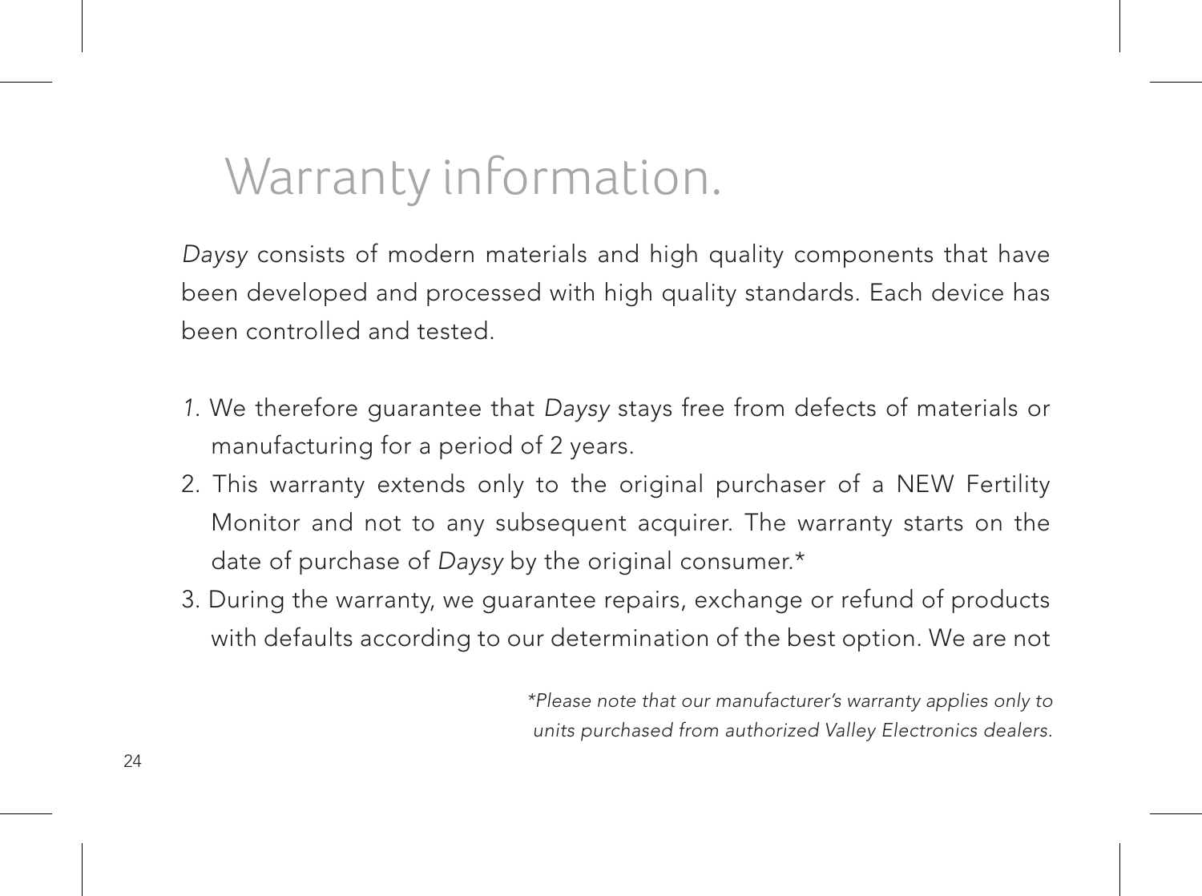# Warranty information.

*Daysy* consists of modern materials and high quality components that have been developed and processed with high quality standards. Each device has been controlled and tested.

1. We therefore guarantee that *Daysy* stays free from defects of materials or manufacturing for a period of 2 years.
2. This warranty extends only to the original purchaser of a NEW Fertility Monitor and not to any subsequent acquirer. The warranty starts on the date of purchase of *Daysy* by the original consumer.*
3. During the warranty, we guarantee repairs, exchange or refund of products with defaults according to our determination of the best option. We are not

*\*Please note that our manufacturer's warranty applies only to units purchased from authorized Valley Electronics dealers.*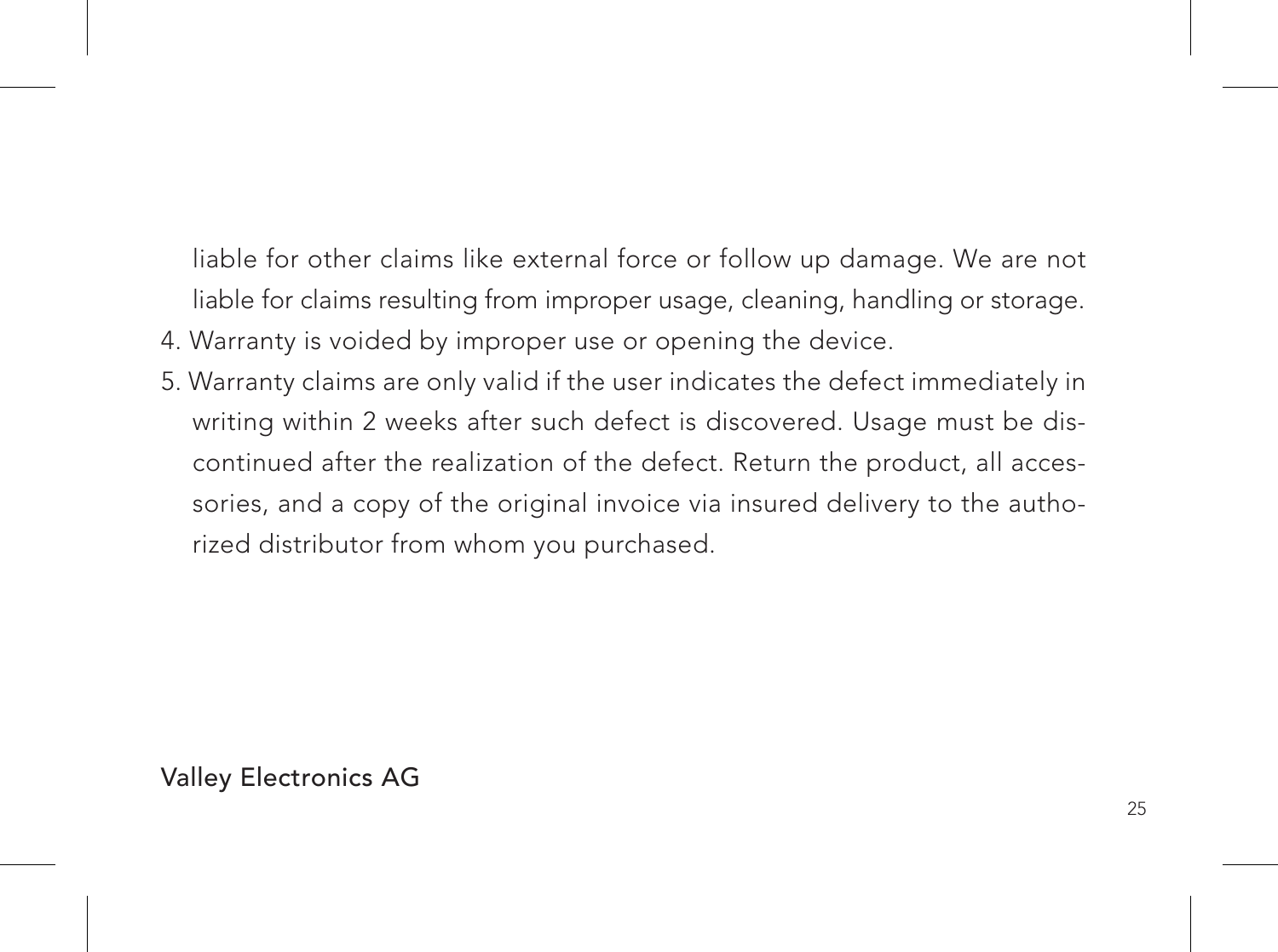liable for other claims like external force or follow up damage. We are not liable for claims resulting from improper usage, cleaning, handling or storage.

4. Warranty is voided by improper use or opening the device.
5. Warranty claims are only valid if the user indicates the defect immediately in writing within 2 weeks after such defect is discovered. Usage must be discontinued after the realization of the defect. Return the product, all accessories, and a copy of the original invoice via insured delivery to the authorized distributor from whom you purchased.

Valley Electronics AG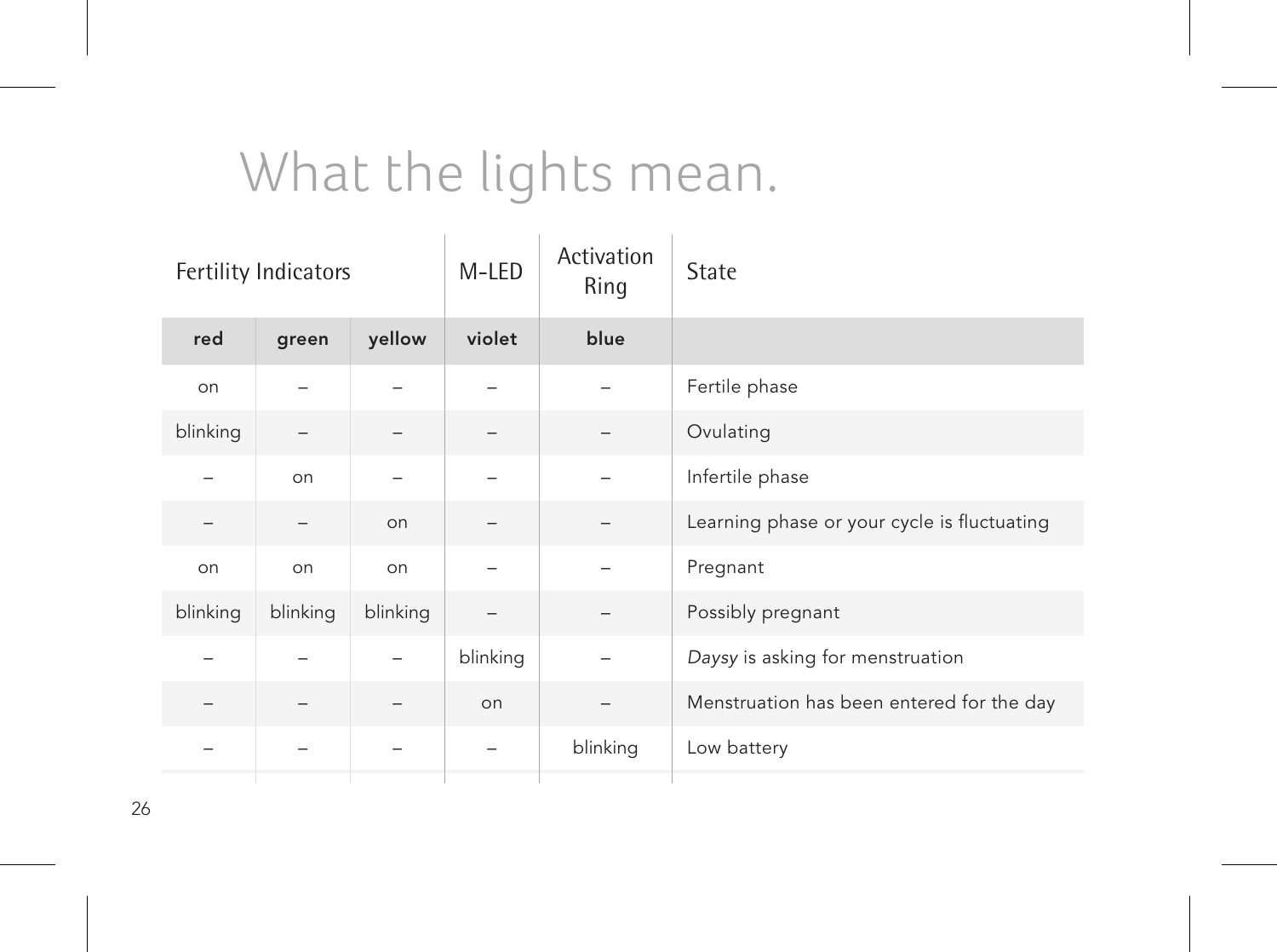# What the lights mean.

| Fertility Indicators | | | M-LED | Activation Ring | State |
|---|---|---|---|---|---|
| **red** | **green** | **yellow** | **violet** | **blue** | |
| on | – | – | – | – | Fertile phase |
| blinking | – | – | – | – | Ovulating |
| – | on | – | – | – | Infertile phase |
| – | – | on | – | – | Learning phase or your cycle is fluctuating |
| on | on | on | – | – | Pregnant |
| blinking | blinking | blinking | – | – | Possibly pregnant |
| – | – | – | blinking | – | *Daysy* is asking for menstruation |
| – | – | – | on | – | Menstruation has been entered for the day |
| – | – | – | – | blinking | Low battery |